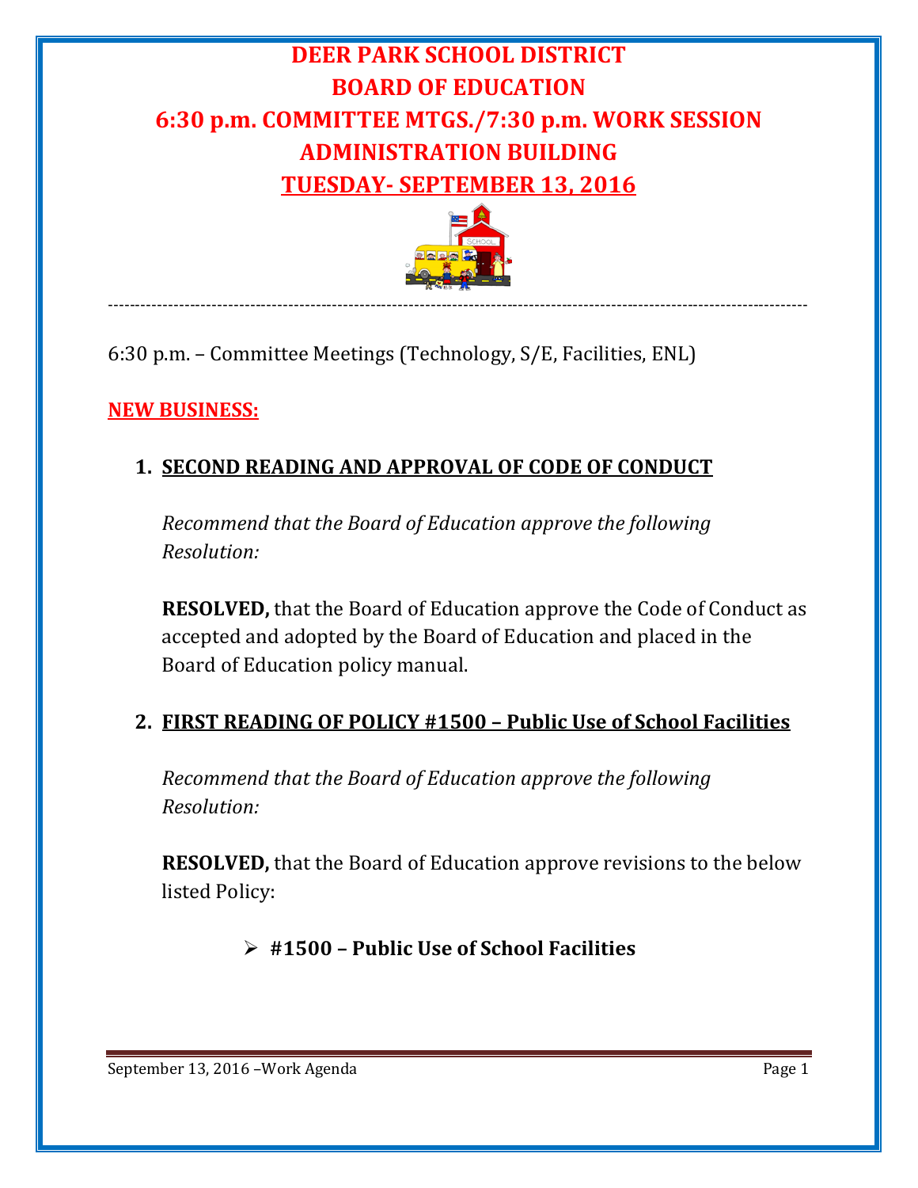# DEER PARK SCHOOL DISTRICT
# BOARD OF EDUCATION
# 6:30 p.m. COMMITTEE MTGS./7:30 p.m. WORK SESSION
# ADMINISTRATION BUILDING
# TUESDAY- SEPTEMBER 13, 2016

---

6:30 p.m. – Committee Meetings (Technology, S/E, Facilities, ENL)

**NEW BUSINESS:**

## 1. SECOND READING AND APPROVAL OF CODE OF CONDUCT

*Recommend that the Board of Education approve the following Resolution:*

**RESOLVED,** that the Board of Education approve the Code of Conduct as accepted and adopted by the Board of Education and placed in the Board of Education policy manual.

## 2. FIRST READING OF POLICY #1500 – Public Use of School Facilities

*Recommend that the Board of Education approve the following Resolution:*

**RESOLVED,** that the Board of Education approve revisions to the below listed Policy:

- **#1500 – Public Use of School Facilities**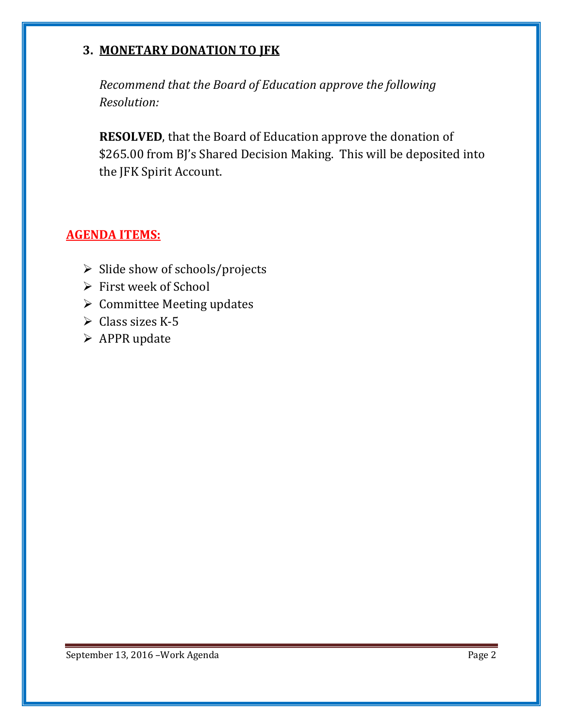### 3. MONETARY DONATION TO JFK

*Recommend that the Board of Education approve the following Resolution:*

**RESOLVED**, that the Board of Education approve the donation of $265.00 from BJ's Shared Decision Making. This will be deposited into the JFK Spirit Account.

## AGENDA ITEMS:

- Slide show of schools/projects
- First week of School
- Committee Meeting updates
- Class sizes K-5
- APPR update